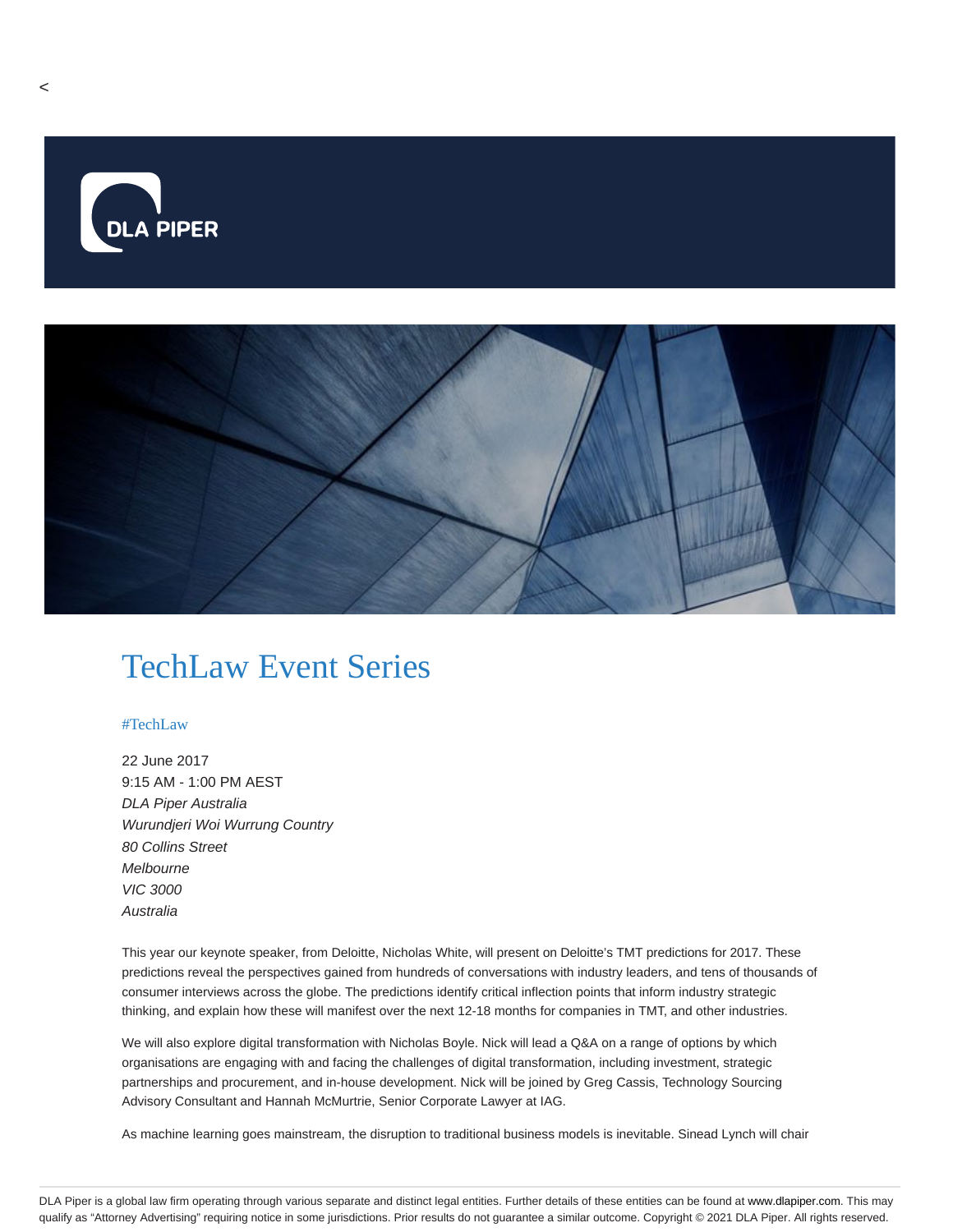<

# TechLaw Event Series

#TechLaw

22 June 2017
9:15 AM - 1:00 PM AEST
*DLA Piper Australia*
*Wurundjeri Woi Wurrung Country*
*80 Collins Street*
*Melbourne*
*VIC 3000*
*Australia*

This year our keynote speaker, from Deloitte, Nicholas White, will present on Deloitte's TMT predictions for 2017. These predictions reveal the perspectives gained from hundreds of conversations with industry leaders, and tens of thousands of consumer interviews across the globe. The predictions identify critical inflection points that inform industry strategic thinking, and explain how these will manifest over the next 12-18 months for companies in TMT, and other industries.

We will also explore digital transformation with Nicholas Boyle. Nick will lead a Q&A on a range of options by which organisations are engaging with and facing the challenges of digital transformation, including investment, strategic partnerships and procurement, and in-house development. Nick will be joined by Greg Cassis, Technology Sourcing Advisory Consultant and Hannah McMurtrie, Senior Corporate Lawyer at IAG.

As machine learning goes mainstream, the disruption to traditional business models is inevitable. Sinead Lynch will chair

DLA Piper is a global law firm operating through various separate and distinct legal entities. Further details of these entities can be found at www.dlapiper.com. This may qualify as "Attorney Advertising" requiring notice in some jurisdictions. Prior results do not guarantee a similar outcome. Copyright © 2021 DLA Piper. All rights reserved.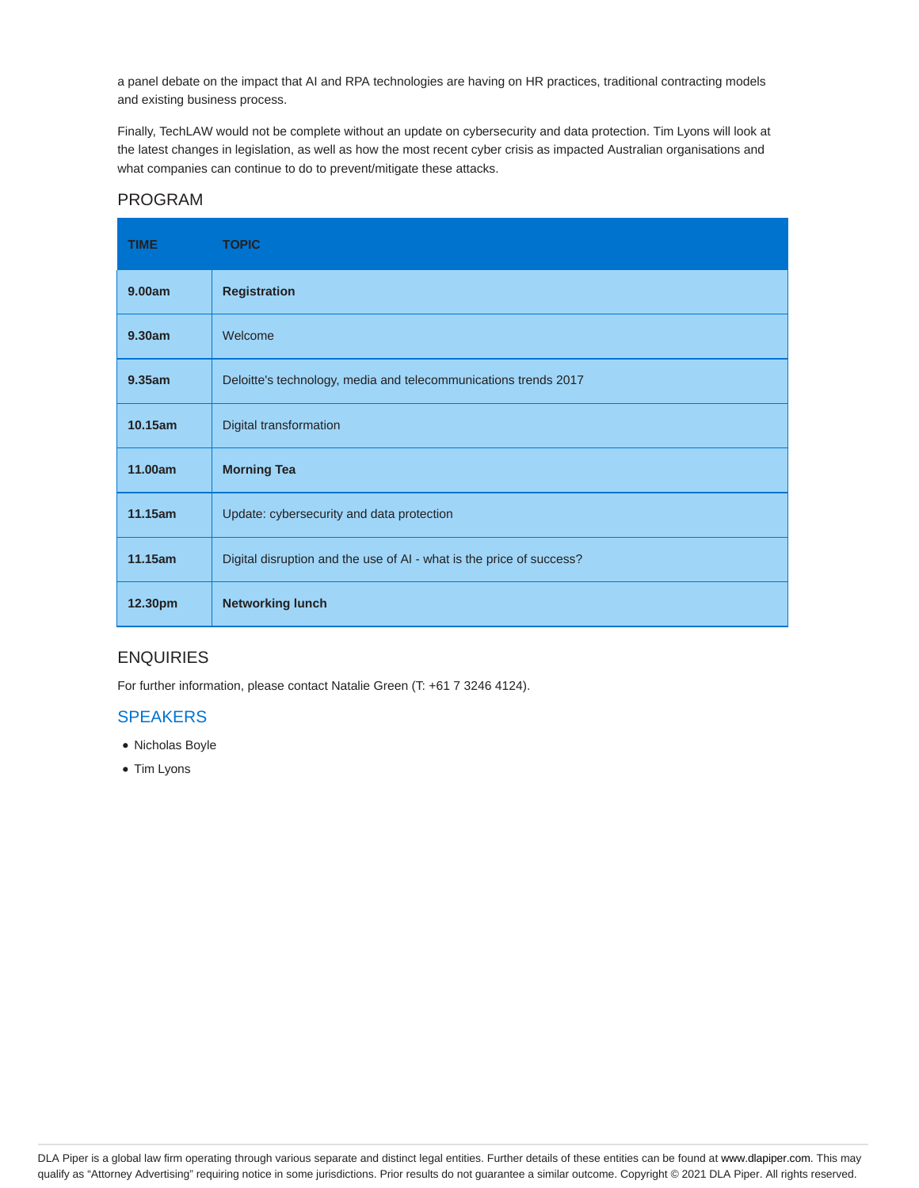a panel debate on the impact that AI and RPA technologies are having on HR practices, traditional contracting models and existing business process.

Finally, TechLAW would not be complete without an update on cybersecurity and data protection. Tim Lyons will look at the latest changes in legislation, as well as how the most recent cyber crisis as impacted Australian organisations and what companies can continue to do to prevent/mitigate these attacks.

## PROGRAM

| TIME | TOPIC |
|---|---|
| **9.00am** | **Registration** |
| **9.30am** | Welcome |
| **9.35am** | Deloitte's technology, media and telecommunications trends 2017 |
| **10.15am** | Digital transformation |
| **11.00am** | **Morning Tea** |
| **11.15am** | Update: cybersecurity and data protection |
| **11.15am** | Digital disruption and the use of AI - what is the price of success? |
| **12.30pm** | **Networking lunch** |

## ENQUIRIES

For further information, please contact Natalie Green (T: +61 7 3246 4124).

## SPEAKERS

- Nicholas Boyle
- Tim Lyons

DLA Piper is a global law firm operating through various separate and distinct legal entities. Further details of these entities can be found at www.dlapiper.com. This may qualify as "Attorney Advertising" requiring notice in some jurisdictions. Prior results do not guarantee a similar outcome. Copyright © 2021 DLA Piper. All rights reserved.